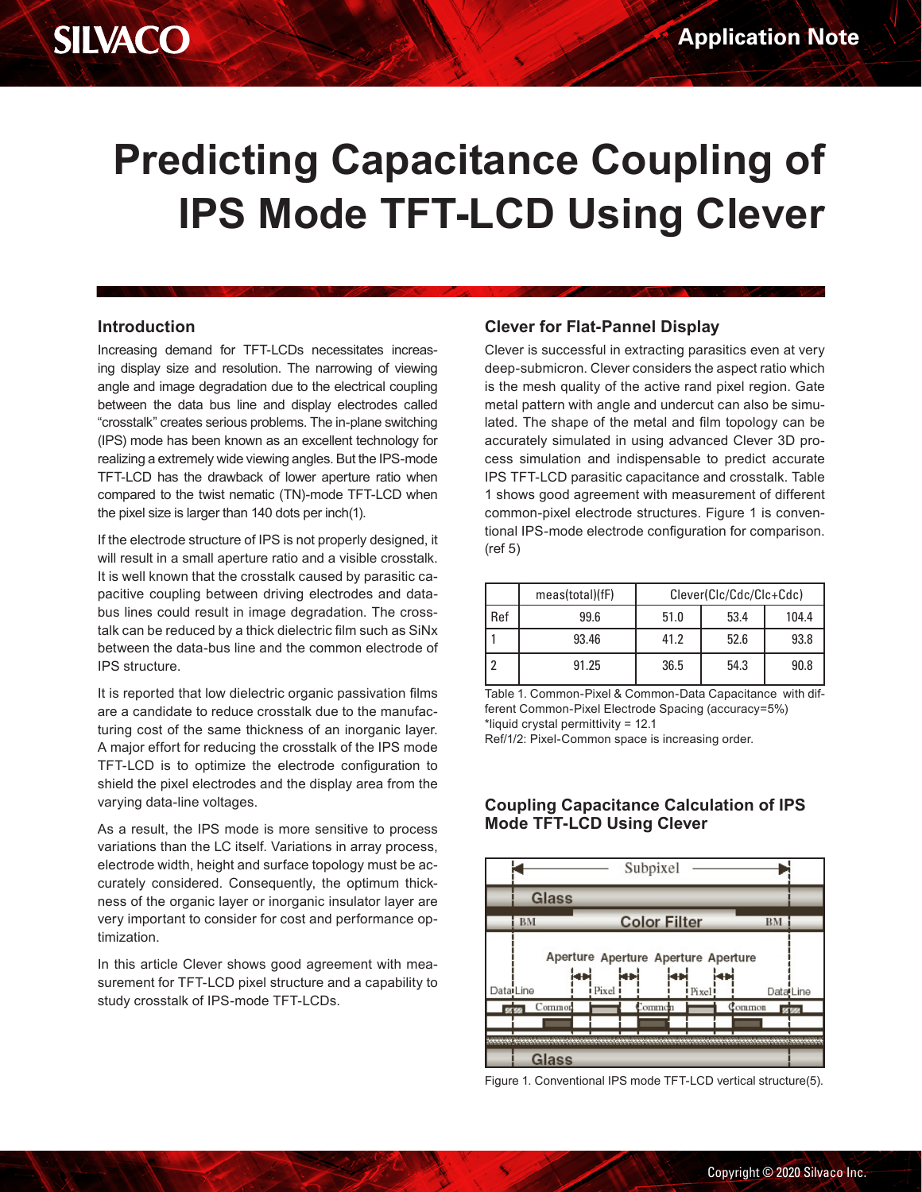# Predicting Capacitance Coupling of IPS Mode TFT-LCD Using Clever

## Introduction

Increasing demand for TFT-LCDs necessitates increasing display size and resolution. The narrowing of viewing angle and image degradation due to the electrical coupling between the data bus line and display electrodes called "crosstalk" creates serious problems. The in-plane switching (IPS) mode has been known as an excellent technology for realizing a extremely wide viewing angles. But the IPS-mode TFT-LCD has the drawback of lower aperture ratio when compared to the twist nematic (TN)-mode TFT-LCD when the pixel size is larger than 140 dots per inch(1).

If the electrode structure of IPS is not properly designed, it will result in a small aperture ratio and a visible crosstalk. It is well known that the crosstalk caused by parasitic capacitive coupling between driving electrodes and data-bus lines could result in image degradation. The crosstalk can be reduced by a thick dielectric film such as SiNx between the data-bus line and the common electrode of IPS structure.

It is reported that low dielectric organic passivation films are a candidate to reduce crosstalk due to the manufacturing cost of the same thickness of an inorganic layer. A major effort for reducing the crosstalk of the IPS mode TFT-LCD is to optimize the electrode configuration to shield the pixel electrodes and the display area from the varying data-line voltages.

As a result, the IPS mode is more sensitive to process variations than the LC itself. Variations in array process, electrode width, height and surface topology must be accurately considered. Consequently, the optimum thickness of the organic layer or inorganic insulator layer are very important to consider for cost and performance optimization.

In this article Clever shows good agreement with measurement for TFT-LCD pixel structure and a capability to study crosstalk of IPS-mode TFT-LCDs.

## Clever for Flat-Pannel Display

Clever is successful in extracting parasitics even at very deep-submicron. Clever considers the aspect ratio which is the mesh quality of the active rand pixel region. Gate metal pattern with angle and undercut can also be simulated. The shape of the metal and film topology can be accurately simulated in using advanced Clever 3D process simulation and indispensable to predict accurate IPS TFT-LCD parasitic capacitance and crosstalk. Table 1 shows good agreement with measurement of different common-pixel electrode structures. Figure 1 is conventional IPS-mode electrode configuration for comparison. (ref 5)

| | meas(total)(fF) | Clever(Clc/Cdc/Clc+Cdc) | | |
|---|---|---|---|---|
| Ref | 99.6 | 51.0 | 53.4 | 104.4 |
| 1 | 93.46 | 41.2 | 52.6 | 93.8 |
| 2 | 91.25 | 36.5 | 54.3 | 90.8 |

Table 1. Common-Pixel & Common-Data Capacitance with different Common-Pixel Electrode Spacing (accuracy=5%)
*liquid crystal permittivity = 12.1
Ref/1/2: Pixel-Common space is increasing order.

## Coupling Capacitance Calculation of IPS Mode TFT-LCD Using Clever

Figure 1. Conventional IPS mode TFT-LCD vertical structure(5).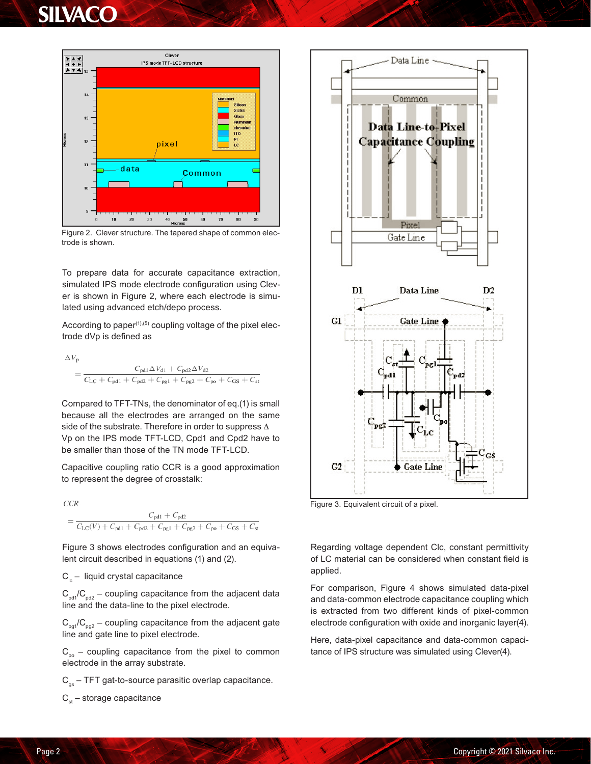Figure 2. Clever structure. The tapered shape of common electrode is shown.

To prepare data for accurate capacitance extraction, simulated IPS mode electrode configuration using Clever is shown in Figure 2, where each electrode is simulated using advanced etch/depo process.

According to paper[(1),(5)] coupling voltage of the pixel electrode dVp is defined as

$$\Delta V_p = \frac{C_{pd1}\Delta V_{d1} + C_{pd2}\Delta V_{d2}}{C_{LC} + C_{pd1} + C_{pd2} + C_{pg1} + C_{pg2} + C_{po} + C_{GS} + C_{st}}$$

Compared to TFT-TNs, the denominator of eq.(1) is small because all the electrodes are arranged on the same side of the substrate. Therefore in order to suppress Δ Vp on the IPS mode TFT-LCD, Cpd1 and Cpd2 have to be smaller than those of the TN mode TFT-LCD.

Capacitive coupling ratio CCR is a good approximation to represent the degree of crosstalk:

$$CCR = \frac{C_{pd1} + C_{pd2}}{C_{LC}(V) + C_{pd1} + C_{pd2} + C_{pg1} + C_{pg2} + C_{po} + C_{GS} + C_{st}}$$

Figure 3 shows electrodes configuration and an equivalent circuit described in equations (1) and (2).

$C_{lc}$ – liquid crystal capacitance

$C_{pd1}/C_{pd2}$ – coupling capacitance from the adjacent data line and the data-line to the pixel electrode.

$C_{pg1}/C_{pg2}$ – coupling capacitance from the adjacent gate line and gate line to pixel electrode.

$C_{po}$ – coupling capacitance from the pixel to common electrode in the array substrate.

$C_{gs}$ – TFT gat-to-source parasitic overlap capacitance.

$C_{st}$ – storage capacitance

Figure 3. Equivalent circuit of a pixel.

Regarding voltage dependent Clc, constant permittivity of LC material can be considered when constant field is applied.

For comparison, Figure 4 shows simulated data-pixel and data-common electrode capacitance coupling which is extracted from two different kinds of pixel-common electrode configuration with oxide and inorganic layer(4).

Here, data-pixel capacitance and data-common capacitance of IPS structure was simulated using Clever(4).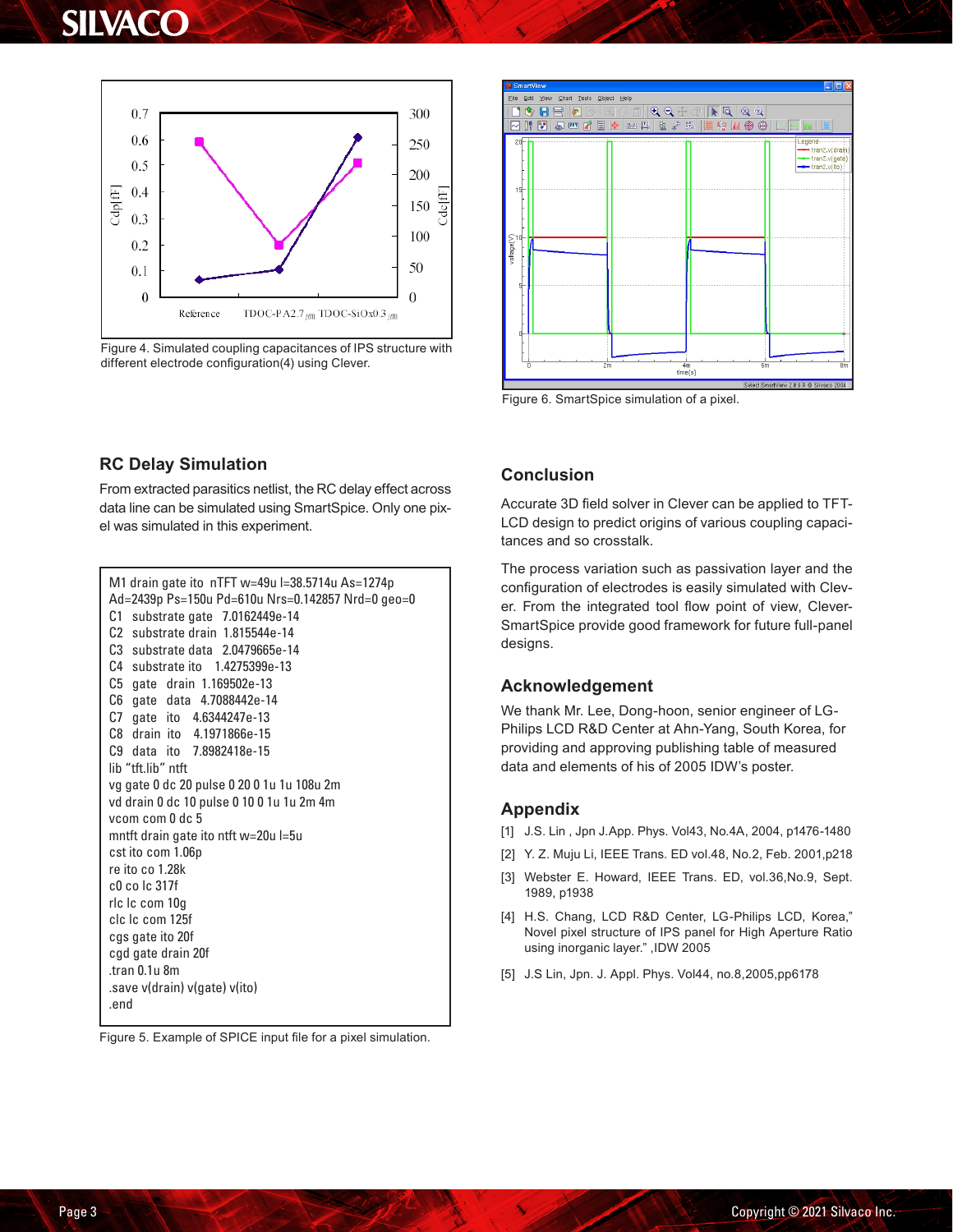0.7
0.6
0.5
0.4
0.3
0.2
0.1
0
Cdp[fF]
300
250
200
150
100
50
0
Cdc[fF]
Reference
TDOC-PA2.7 μm
TDOC-SiOx0.3 μm

Figure 4. Simulated coupling capacitances of IPS structure with different electrode configuration(4) using Clever.

Figure 6. SmartSpice simulation of a pixel.

## RC Delay Simulation

From extracted parasitics netlist, the RC delay effect across data line can be simulated using SmartSpice. Only one pixel was simulated in this experiment.

```
M1 drain gate ito  nTFT w=49u l=38.5714u As=1274p
Ad=2439p Ps=150u Pd=610u Nrs=0.142857 Nrd=0 geo=0
C1  substrate gate   7.0162449e-14
C2  substrate drain  1.815544e-14
C3  substrate data   2.0479665e-14
C4  substrate ito    1.4275399e-13
C5  gate  drain  1.169502e-13
C6  gate  data   4.7088442e-14
C7  gate  ito    4.6344247e-13
C8  drain  ito   4.1971866e-15
C9  data  ito    7.8982418e-15
lib "tft.lib" ntft
vg gate 0 dc 20 pulse 0 20 0 1u 1u 108u 2m
vd drain 0 dc 10 pulse 0 10 0 1u 1u 2m 4m
vcom com 0 dc 5
mntft drain gate ito ntft w=20u l=5u
cst ito com 1.06p
re ito co 1.28k
c0 co lc 317f
rlc lc com 10g
clc lc com 125f
cgs gate ito 20f
cgd gate drain 20f
.tran 0.1u 8m
.save v(drain) v(gate) v(ito)
.end
```

Figure 5. Example of SPICE input file for a pixel simulation.

## Conclusion

Accurate 3D field solver in Clever can be applied to TFT-LCD design to predict origins of various coupling capacitances and so crosstalk.

The process variation such as passivation layer and the configuration of electrodes is easily simulated with Clever. From the integrated tool flow point of view, Clever-SmartSpice provide good framework for future full-panel designs.

## Acknowledgement

We thank Mr. Lee, Dong-hoon, senior engineer of LG-Philips LCD R&D Center at Ahn-Yang, South Korea, for providing and approving publishing table of measured data and elements of his of 2005 IDW's poster.

## Appendix

[1] J.S. Lin , Jpn J.App. Phys. Vol43, No.4A, 2004, p1476-1480

[2] Y. Z. Muju Li, IEEE Trans. ED vol.48, No.2, Feb. 2001,p218

[3] Webster E. Howard, IEEE Trans. ED, vol.36,No.9, Sept. 1989, p1938

[4] H.S. Chang, LCD R&D Center, LG-Philips LCD, Korea," Novel pixel structure of IPS panel for High Aperture Ratio using inorganic layer." ,IDW 2005

[5] J.S Lin, Jpn. J. Appl. Phys. Vol44, no.8,2005,pp6178